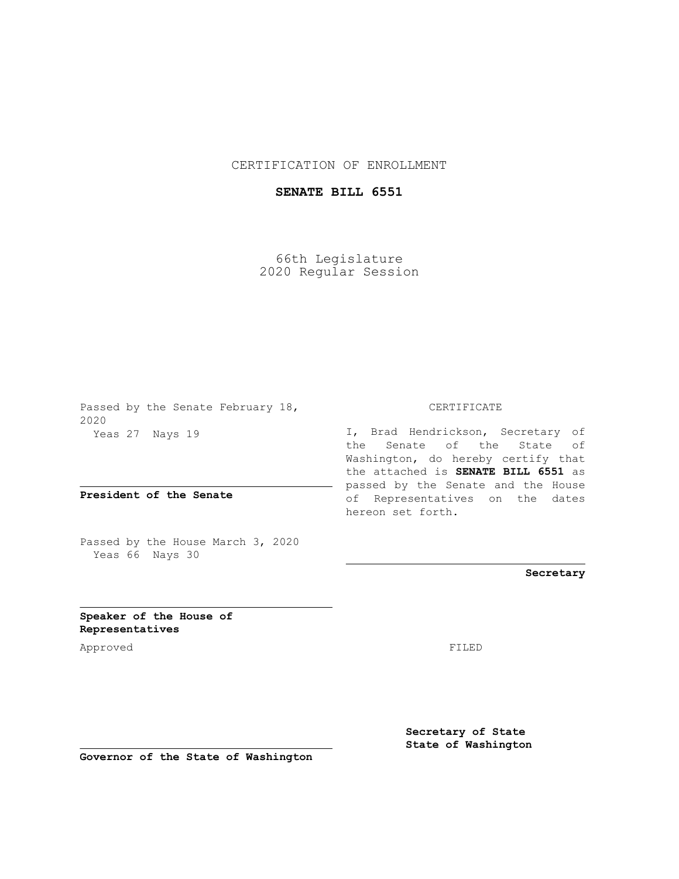CERTIFICATION OF ENROLLMENT

**SENATE BILL 6551**

66th Legislature
2020 Regular Session

Passed by the Senate February 18, 2020
Yeas 27 Nays 19

**President of the Senate**

Passed by the House March 3, 2020
Yeas 66 Nays 30

**Speaker of the House of Representatives**

Approved

**Governor of the State of Washington**

CERTIFICATE

I, Brad Hendrickson, Secretary of the Senate of the State of Washington, do hereby certify that the attached is **SENATE BILL 6551** as passed by the Senate and the House of Representatives on the dates hereon set forth.

**Secretary**

FILED

**Secretary of State**
**State of Washington**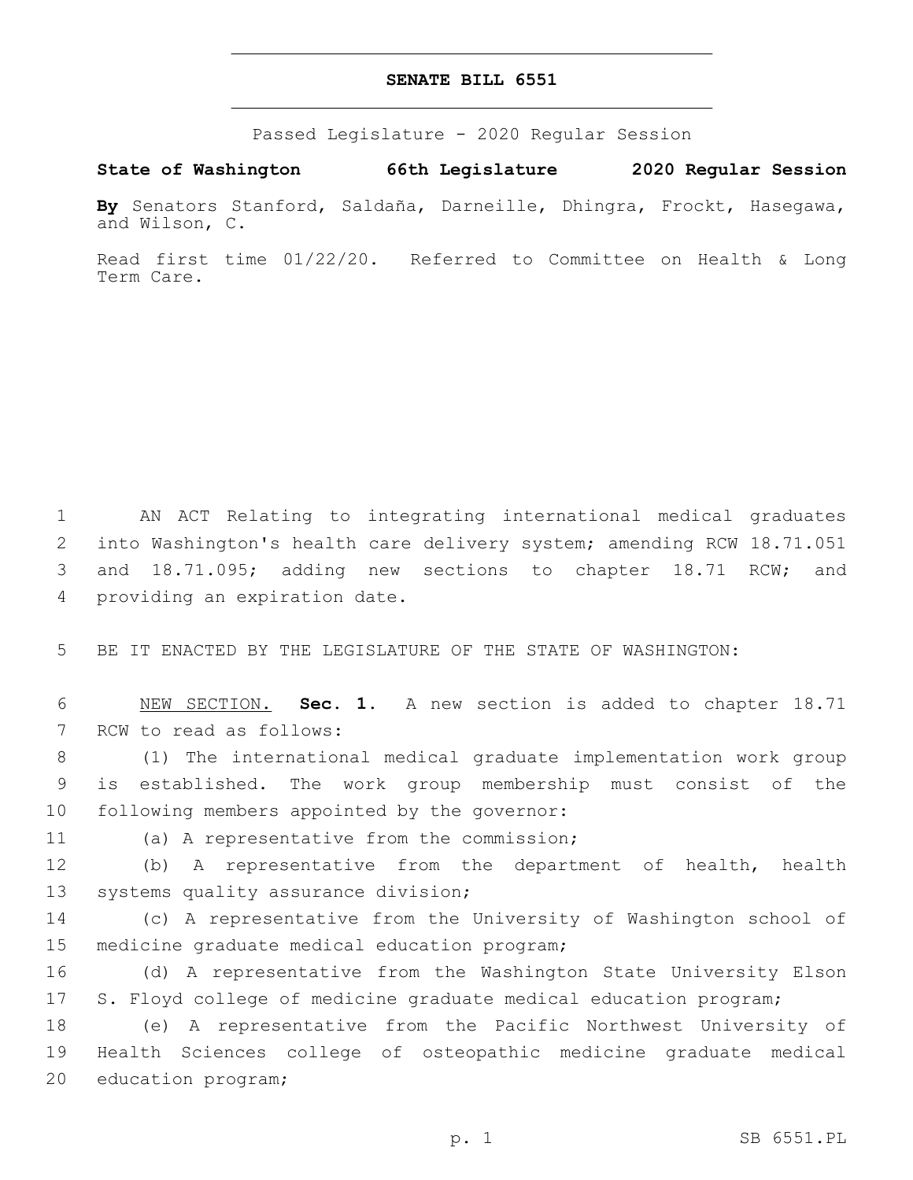# SENATE BILL 6551

Passed Legislature - 2020 Regular Session

**State of Washington 66th Legislature 2020 Regular Session**

**By** Senators Stanford, Saldaña, Darneille, Dhingra, Frockt, Hasegawa, and Wilson, C.

Read first time 01/22/20. Referred to Committee on Health & Long Term Care.

1 AN ACT Relating to integrating international medical graduates
2 into Washington's health care delivery system; amending RCW 18.71.051
3 and 18.71.095; adding new sections to chapter 18.71 RCW; and
4 providing an expiration date.

5 BE IT ENACTED BY THE LEGISLATURE OF THE STATE OF WASHINGTON:

6 NEW SECTION. **Sec. 1.** A new section is added to chapter 18.71
7 RCW to read as follows:

8 (1) The international medical graduate implementation work group
9 is established. The work group membership must consist of the
10 following members appointed by the governor:

11 (a) A representative from the commission;

12 (b) A representative from the department of health, health
13 systems quality assurance division;

14 (c) A representative from the University of Washington school of
15 medicine graduate medical education program;

16 (d) A representative from the Washington State University Elson
17 S. Floyd college of medicine graduate medical education program;

18 (e) A representative from the Pacific Northwest University of
19 Health Sciences college of osteopathic medicine graduate medical
20 education program;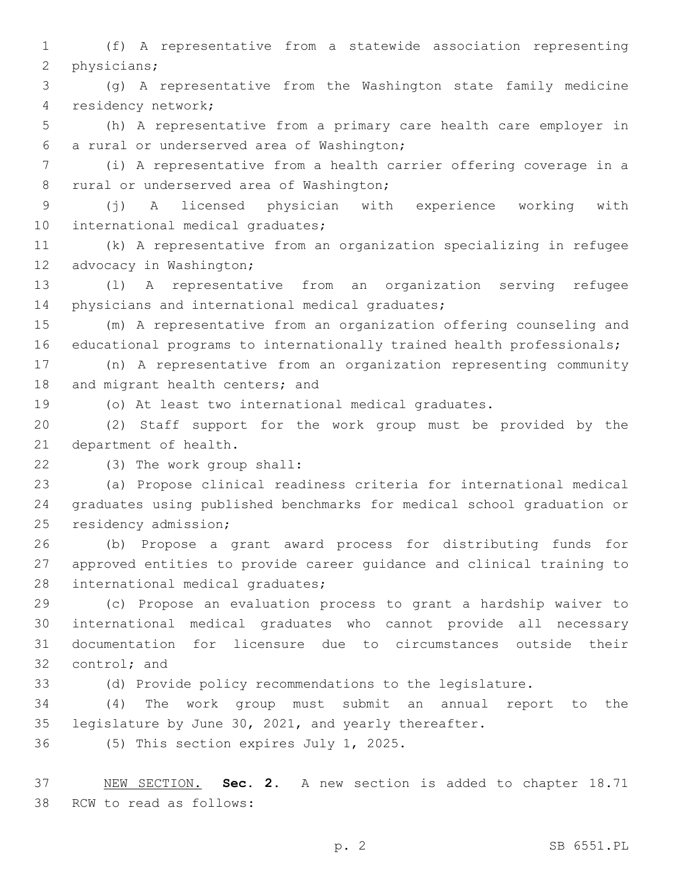(f) A representative from a statewide association representing physicians;

(g) A representative from the Washington state family medicine residency network;

(h) A representative from a primary care health care employer in a rural or underserved area of Washington;

(i) A representative from a health carrier offering coverage in a rural or underserved area of Washington;

(j) A licensed physician with experience working with international medical graduates;

(k) A representative from an organization specializing in refugee advocacy in Washington;

(l) A representative from an organization serving refugee physicians and international medical graduates;

(m) A representative from an organization offering counseling and educational programs to internationally trained health professionals;

(n) A representative from an organization representing community and migrant health centers; and

(o) At least two international medical graduates.

(2) Staff support for the work group must be provided by the department of health.

(3) The work group shall:

(a) Propose clinical readiness criteria for international medical graduates using published benchmarks for medical school graduation or residency admission;

(b) Propose a grant award process for distributing funds for approved entities to provide career guidance and clinical training to international medical graduates;

(c) Propose an evaluation process to grant a hardship waiver to international medical graduates who cannot provide all necessary documentation for licensure due to circumstances outside their control; and

(d) Provide policy recommendations to the legislature.

(4) The work group must submit an annual report to the legislature by June 30, 2021, and yearly thereafter.

(5) This section expires July 1, 2025.

NEW SECTION. **Sec. 2.** A new section is added to chapter 18.71 RCW to read as follows: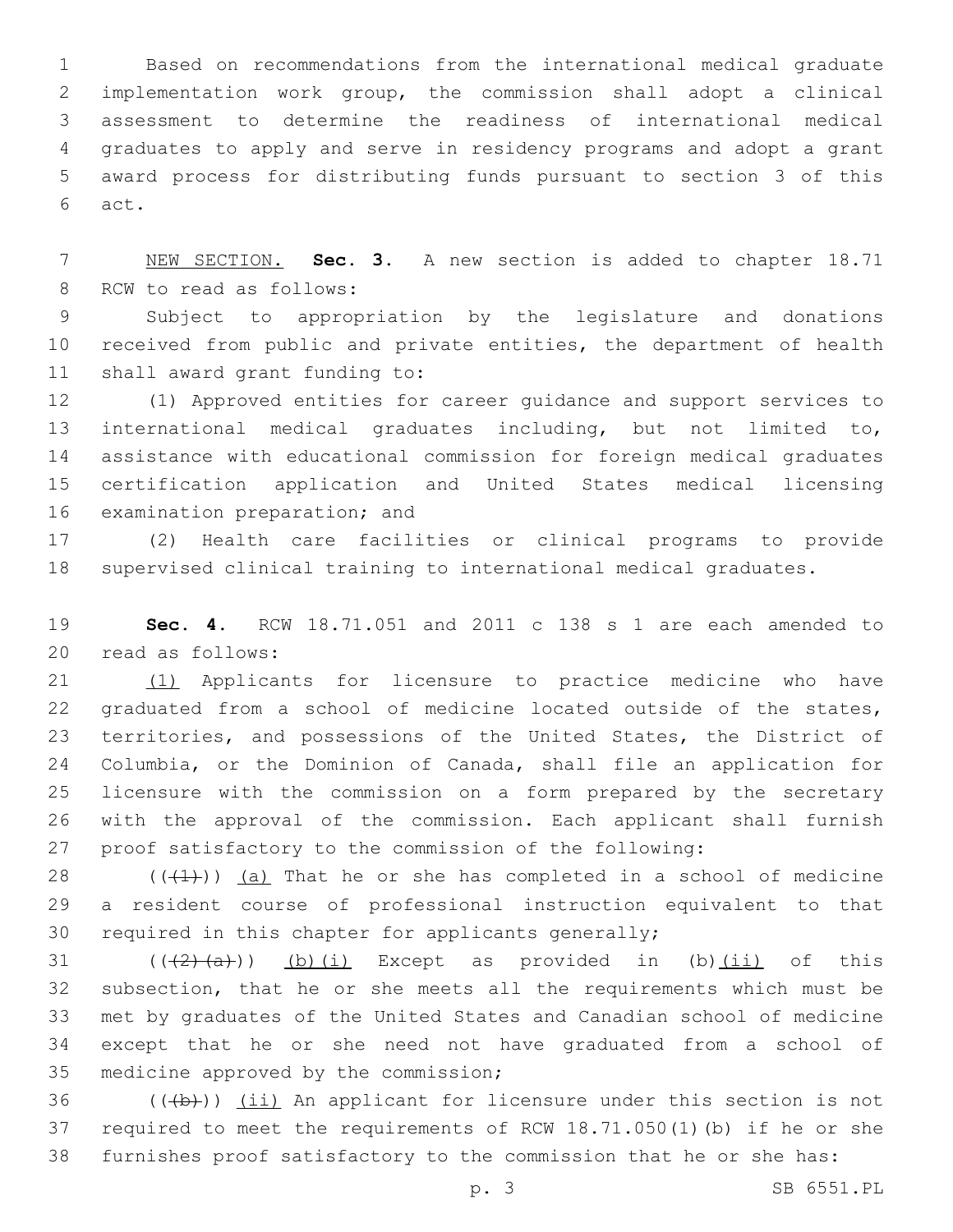Based on recommendations from the international medical graduate implementation work group, the commission shall adopt a clinical assessment to determine the readiness of international medical graduates to apply and serve in residency programs and adopt a grant award process for distributing funds pursuant to section 3 of this act.

NEW SECTION. **Sec. 3.** A new section is added to chapter 18.71 RCW to read as follows:

Subject to appropriation by the legislature and donations received from public and private entities, the department of health shall award grant funding to:

(1) Approved entities for career guidance and support services to international medical graduates including, but not limited to, assistance with educational commission for foreign medical graduates certification application and United States medical licensing examination preparation; and

(2) Health care facilities or clinical programs to provide supervised clinical training to international medical graduates.

**Sec. 4.** RCW 18.71.051 and 2011 c 138 s 1 are each amended to read as follows:

(1) Applicants for licensure to practice medicine who have graduated from a school of medicine located outside of the states, territories, and possessions of the United States, the District of Columbia, or the Dominion of Canada, shall file an application for licensure with the commission on a form prepared by the secretary with the approval of the commission. Each applicant shall furnish proof satisfactory to the commission of the following:

(((1))) (a) That he or she has completed in a school of medicine a resident course of professional instruction equivalent to that required in this chapter for applicants generally;

(((2)(a))) (b)(i) Except as provided in (b)(ii) of this subsection, that he or she meets all the requirements which must be met by graduates of the United States and Canadian school of medicine except that he or she need not have graduated from a school of medicine approved by the commission;

(((b))) (ii) An applicant for licensure under this section is not required to meet the requirements of RCW 18.71.050(1)(b) if he or she furnishes proof satisfactory to the commission that he or she has: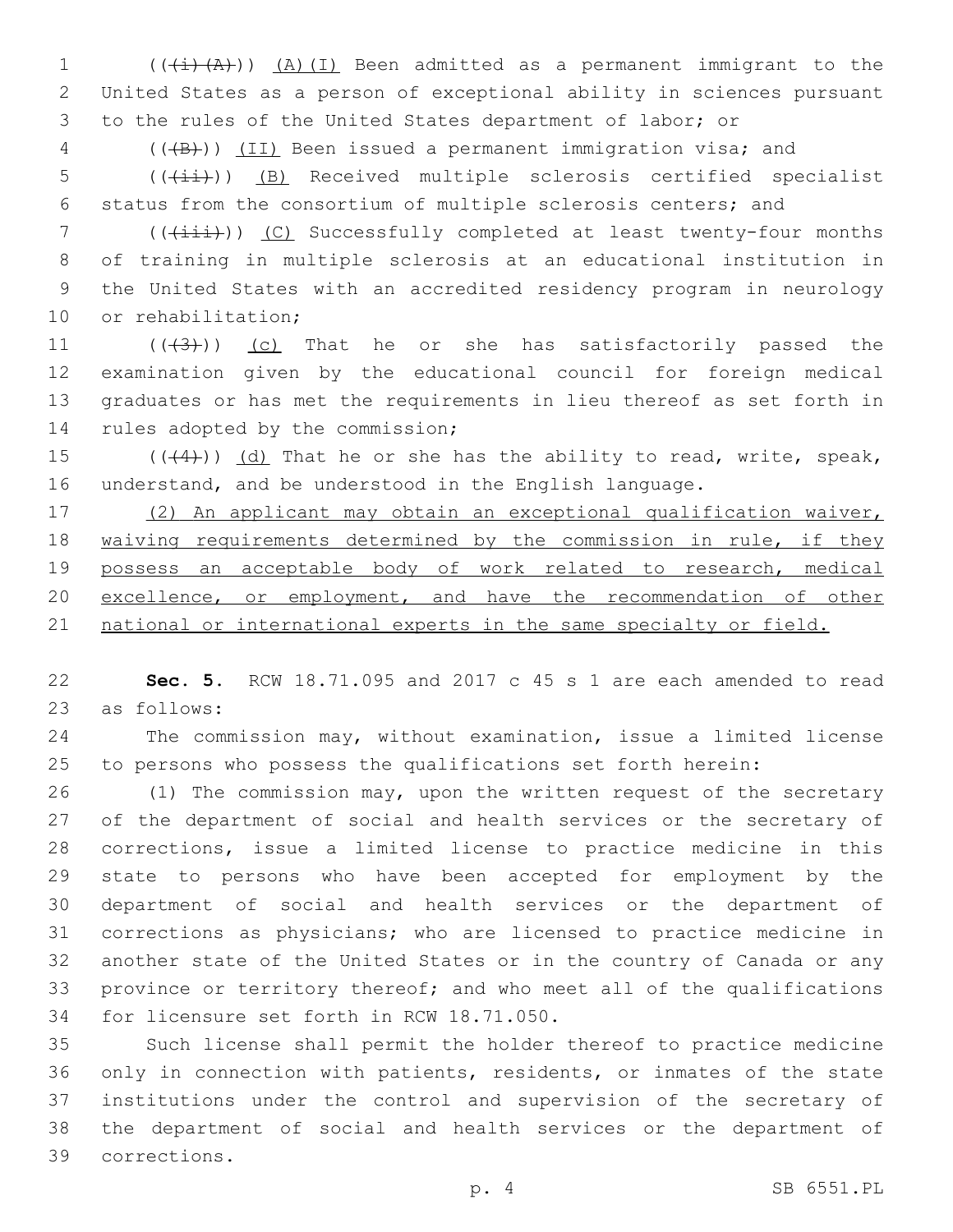(((i)(A))) (A)(I) Been admitted as a permanent immigrant to the United States as a person of exceptional ability in sciences pursuant to the rules of the United States department of labor; or

(((B))) (II) Been issued a permanent immigration visa; and

(((ii))) (B) Received multiple sclerosis certified specialist status from the consortium of multiple sclerosis centers; and

(((iii))) (C) Successfully completed at least twenty-four months of training in multiple sclerosis at an educational institution in the United States with an accredited residency program in neurology or rehabilitation;

(((3))) (c) That he or she has satisfactorily passed the examination given by the educational council for foreign medical graduates or has met the requirements in lieu thereof as set forth in rules adopted by the commission;

(((4))) (d) That he or she has the ability to read, write, speak, understand, and be understood in the English language.

(2) An applicant may obtain an exceptional qualification waiver, waiving requirements determined by the commission in rule, if they possess an acceptable body of work related to research, medical excellence, or employment, and have the recommendation of other national or international experts in the same specialty or field.

**Sec. 5.** RCW 18.71.095 and 2017 c 45 s 1 are each amended to read as follows:

The commission may, without examination, issue a limited license to persons who possess the qualifications set forth herein:

(1) The commission may, upon the written request of the secretary of the department of social and health services or the secretary of corrections, issue a limited license to practice medicine in this state to persons who have been accepted for employment by the department of social and health services or the department of corrections as physicians; who are licensed to practice medicine in another state of the United States or in the country of Canada or any province or territory thereof; and who meet all of the qualifications for licensure set forth in RCW 18.71.050.

Such license shall permit the holder thereof to practice medicine only in connection with patients, residents, or inmates of the state institutions under the control and supervision of the secretary of the department of social and health services or the department of corrections.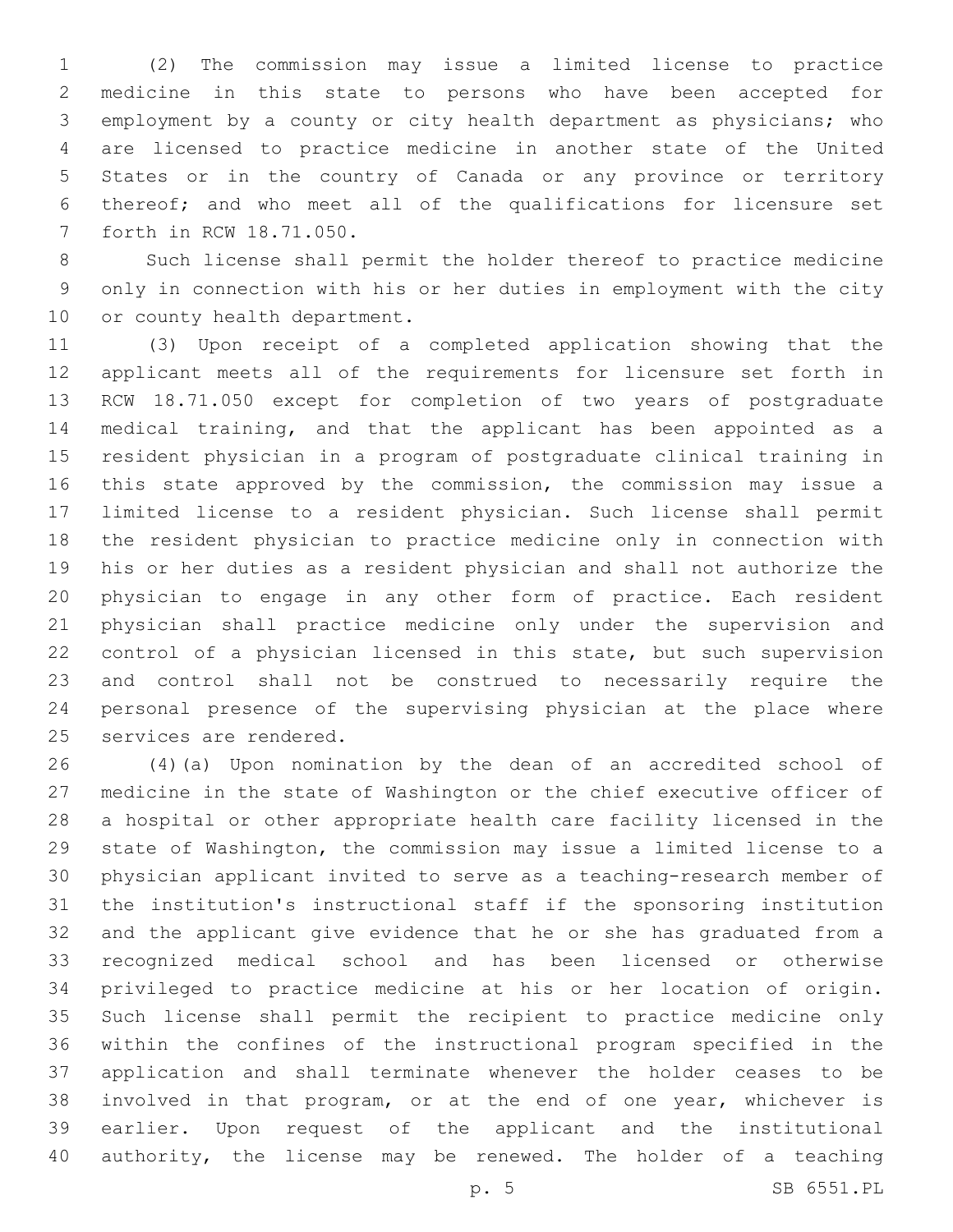(2) The commission may issue a limited license to practice medicine in this state to persons who have been accepted for employment by a county or city health department as physicians; who are licensed to practice medicine in another state of the United States or in the country of Canada or any province or territory thereof; and who meet all of the qualifications for licensure set forth in RCW 18.71.050.

Such license shall permit the holder thereof to practice medicine only in connection with his or her duties in employment with the city or county health department.

(3) Upon receipt of a completed application showing that the applicant meets all of the requirements for licensure set forth in RCW 18.71.050 except for completion of two years of postgraduate medical training, and that the applicant has been appointed as a resident physician in a program of postgraduate clinical training in this state approved by the commission, the commission may issue a limited license to a resident physician. Such license shall permit the resident physician to practice medicine only in connection with his or her duties as a resident physician and shall not authorize the physician to engage in any other form of practice. Each resident physician shall practice medicine only under the supervision and control of a physician licensed in this state, but such supervision and control shall not be construed to necessarily require the personal presence of the supervising physician at the place where services are rendered.

(4)(a) Upon nomination by the dean of an accredited school of medicine in the state of Washington or the chief executive officer of a hospital or other appropriate health care facility licensed in the state of Washington, the commission may issue a limited license to a physician applicant invited to serve as a teaching-research member of the institution's instructional staff if the sponsoring institution and the applicant give evidence that he or she has graduated from a recognized medical school and has been licensed or otherwise privileged to practice medicine at his or her location of origin. Such license shall permit the recipient to practice medicine only within the confines of the instructional program specified in the application and shall terminate whenever the holder ceases to be involved in that program, or at the end of one year, whichever is earlier. Upon request of the applicant and the institutional authority, the license may be renewed. The holder of a teaching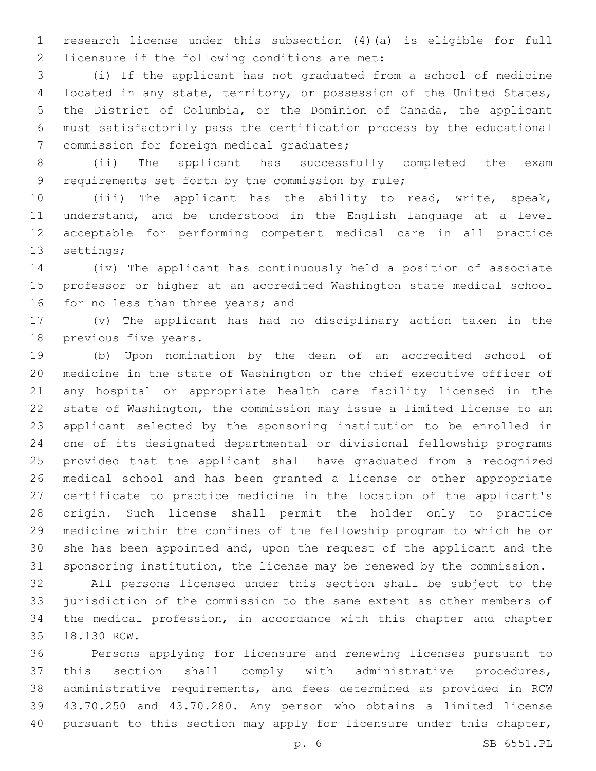research license under this subsection (4)(a) is eligible for full licensure if the following conditions are met:

(i) If the applicant has not graduated from a school of medicine located in any state, territory, or possession of the United States, the District of Columbia, or the Dominion of Canada, the applicant must satisfactorily pass the certification process by the educational commission for foreign medical graduates;

(ii) The applicant has successfully completed the exam requirements set forth by the commission by rule;

(iii) The applicant has the ability to read, write, speak, understand, and be understood in the English language at a level acceptable for performing competent medical care in all practice settings;

(iv) The applicant has continuously held a position of associate professor or higher at an accredited Washington state medical school for no less than three years; and

(v) The applicant has had no disciplinary action taken in the previous five years.

(b) Upon nomination by the dean of an accredited school of medicine in the state of Washington or the chief executive officer of any hospital or appropriate health care facility licensed in the state of Washington, the commission may issue a limited license to an applicant selected by the sponsoring institution to be enrolled in one of its designated departmental or divisional fellowship programs provided that the applicant shall have graduated from a recognized medical school and has been granted a license or other appropriate certificate to practice medicine in the location of the applicant's origin. Such license shall permit the holder only to practice medicine within the confines of the fellowship program to which he or she has been appointed and, upon the request of the applicant and the sponsoring institution, the license may be renewed by the commission.

All persons licensed under this section shall be subject to the jurisdiction of the commission to the same extent as other members of the medical profession, in accordance with this chapter and chapter 18.130 RCW.

Persons applying for licensure and renewing licenses pursuant to this section shall comply with administrative procedures, administrative requirements, and fees determined as provided in RCW 43.70.250 and 43.70.280. Any person who obtains a limited license pursuant to this section may apply for licensure under this chapter,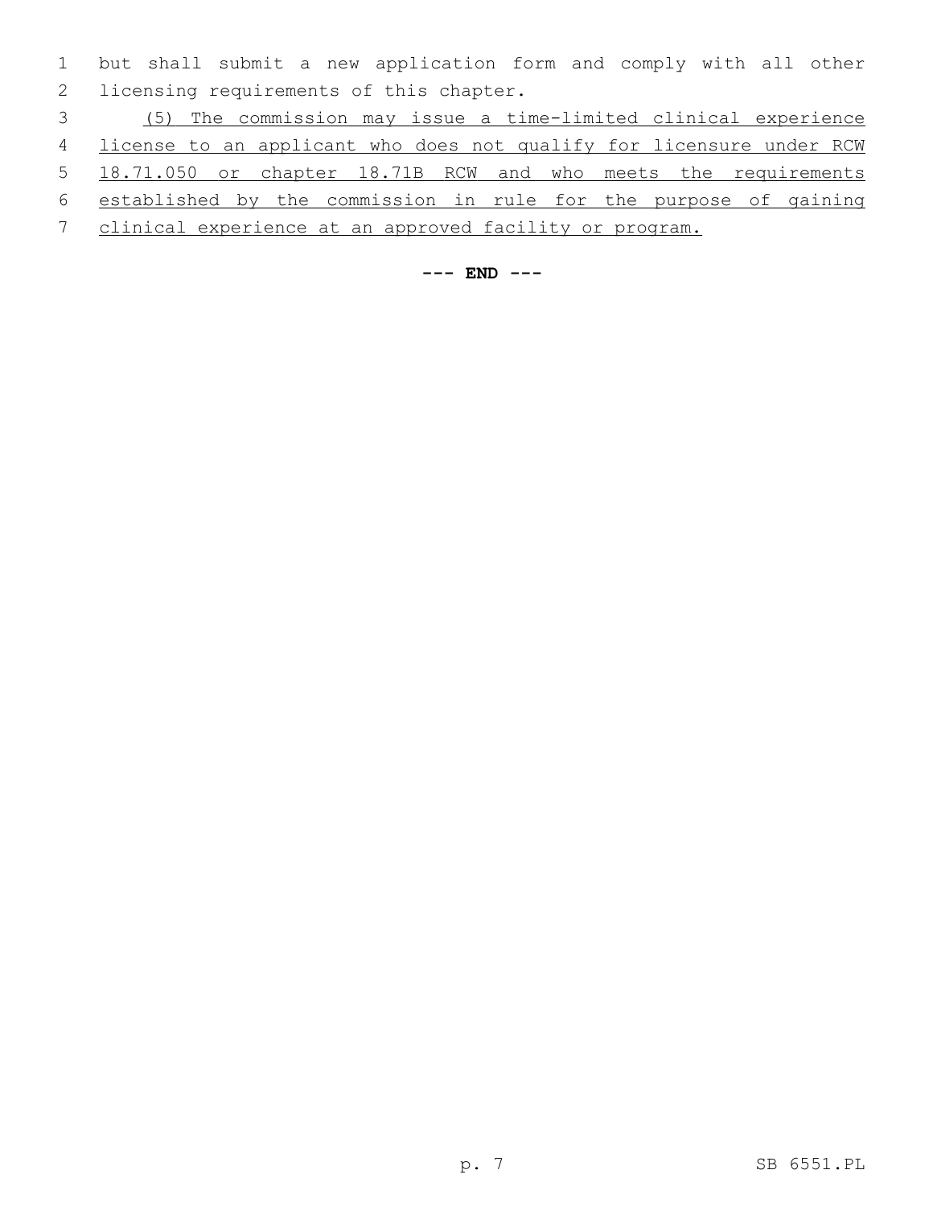but shall submit a new application form and comply with all other licensing requirements of this chapter.

(5) The commission may issue a time-limited clinical experience license to an applicant who does not qualify for licensure under RCW 18.71.050 or chapter 18.71B RCW and who meets the requirements established by the commission in rule for the purpose of gaining clinical experience at an approved facility or program.

**--- END ---**